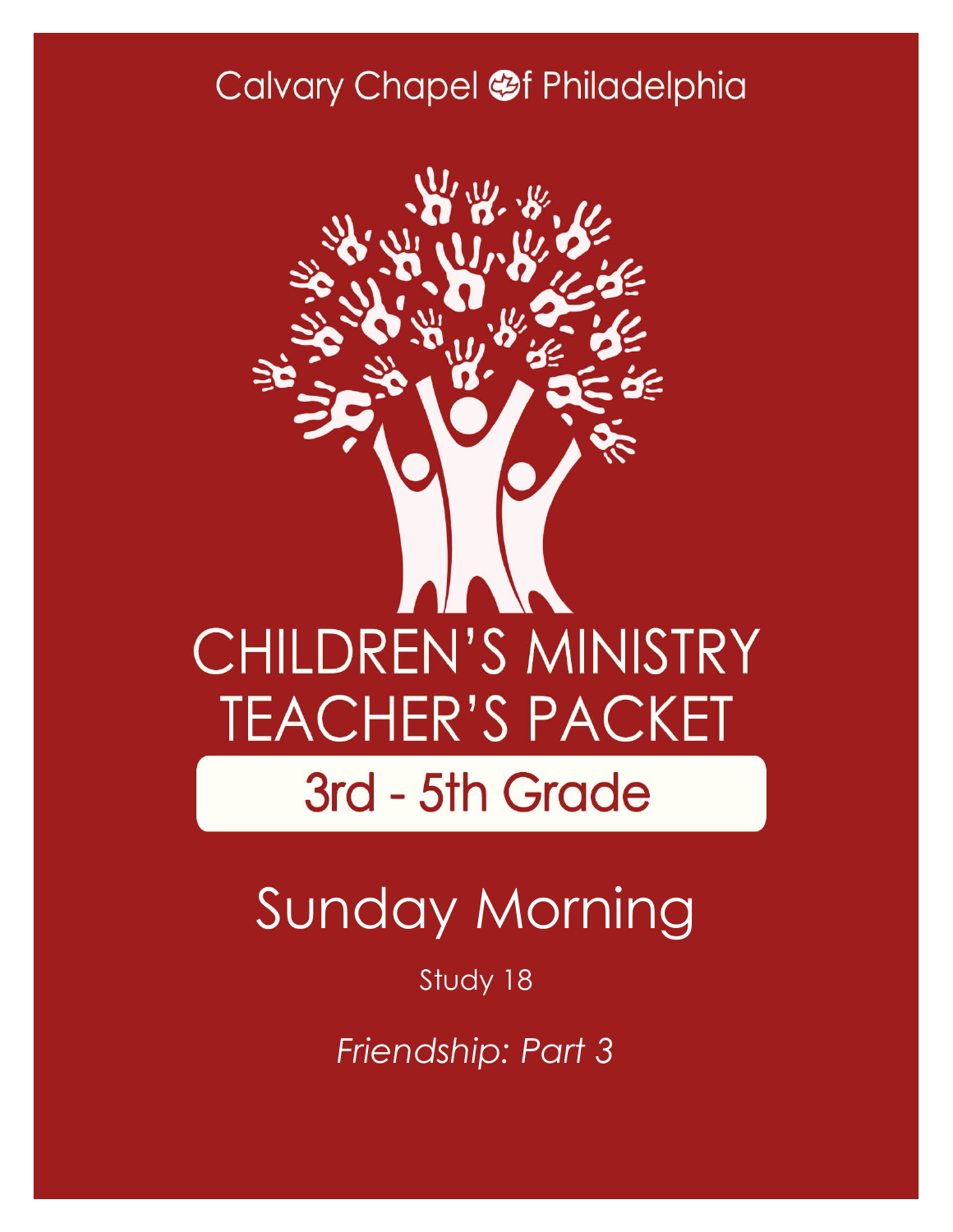Calvary Chapel of Philadelphia

# CHILDREN'S MINISTRY TEACHER'S PACKET

## 3rd - 5th Grade

# Sunday Morning

Study 18

*Friendship: Part 3*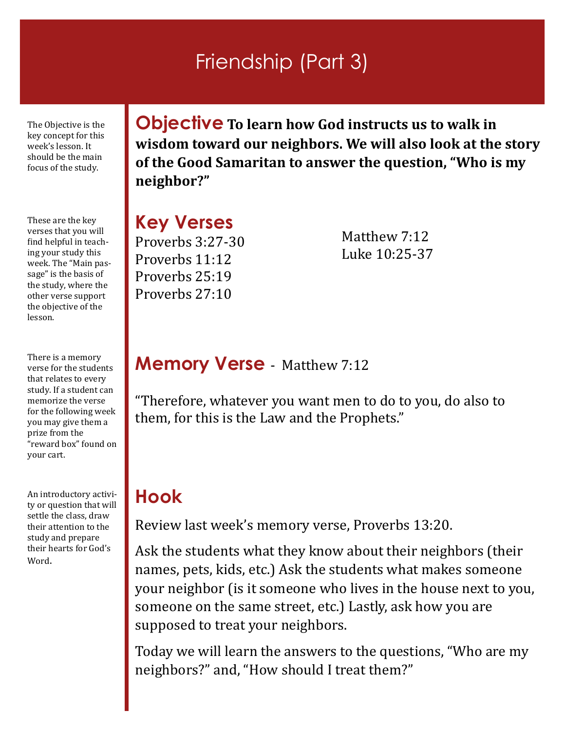# Friendship (Part 3)

The Objective is the key concept for this week's lesson. It should be the main focus of the study.

## Objective

**To learn how God instructs us to walk in wisdom toward our neighbors. We will also look at the story of the Good Samaritan to answer the question, "Who is my neighbor?"**

These are the key verses that you will find helpful in teaching your study this week. The "Main passage" is the basis of the study, where the other verse support the objective of the lesson.

## Key Verses

Proverbs 3:27-30
Proverbs 11:12
Proverbs 25:19
Proverbs 27:10
Matthew 7:12
Luke 10:25-37

There is a memory verse for the students that relates to every study. If a student can memorize the verse for the following week you may give them a prize from the "reward box" found on your cart.

## Memory Verse - Matthew 7:12

"Therefore, whatever you want men to do to you, do also to them, for this is the Law and the Prophets."

An introductory activity or question that will settle the class, draw their attention to the study and prepare their hearts for God's Word.

## Hook

Review last week's memory verse, Proverbs 13:20.

Ask the students what they know about their neighbors (their names, pets, kids, etc.) Ask the students what makes someone your neighbor (is it someone who lives in the house next to you, someone on the same street, etc.) Lastly, ask how you are supposed to treat your neighbors.

Today we will learn the answers to the questions, "Who are my neighbors?" and, "How should I treat them?"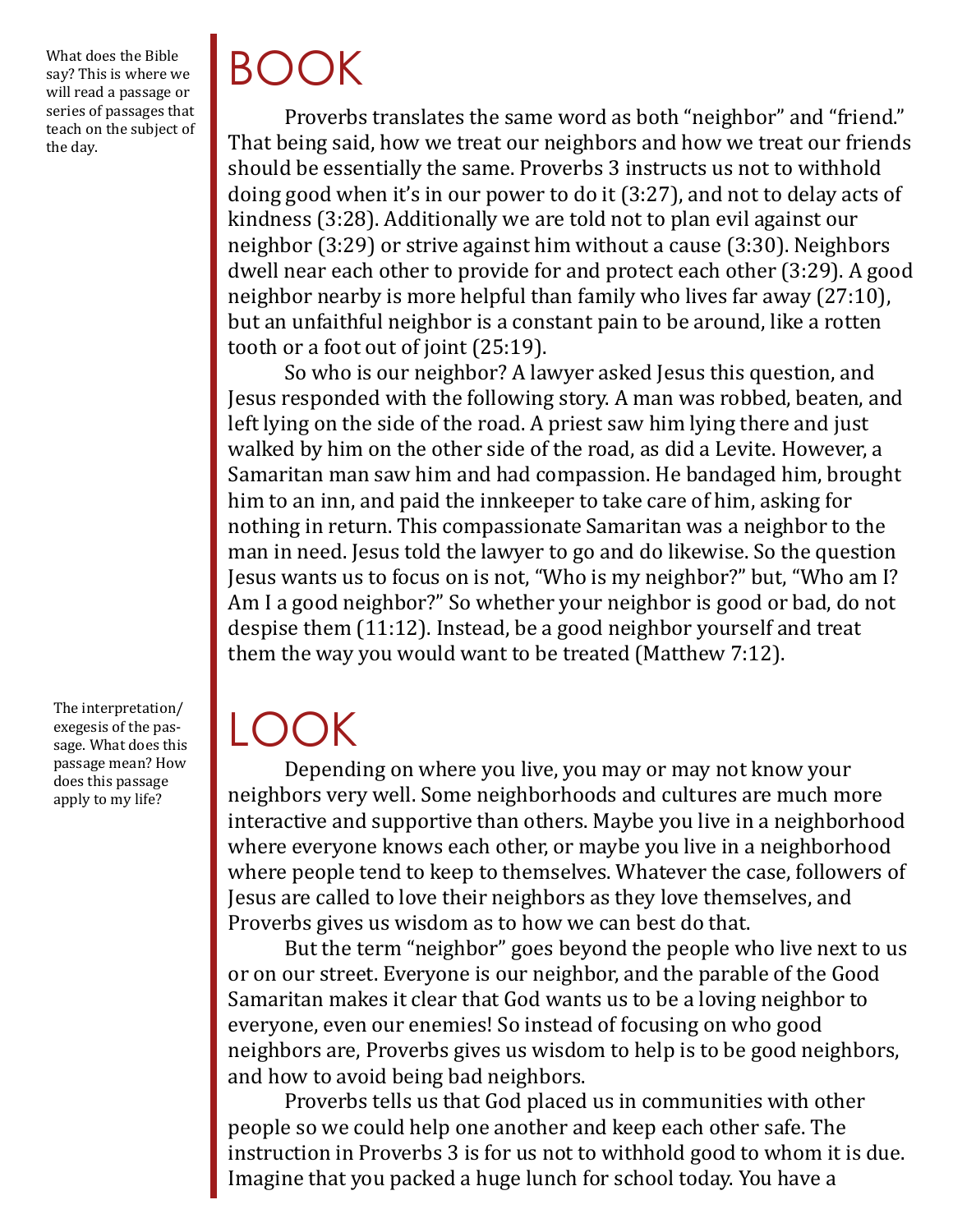What does the Bible say? This is where we will read a passage or series of passages that teach on the subject of the day.

# BOOK

Proverbs translates the same word as both "neighbor" and "friend." That being said, how we treat our neighbors and how we treat our friends should be essentially the same. Proverbs 3 instructs us not to withhold doing good when it's in our power to do it (3:27), and not to delay acts of kindness (3:28). Additionally we are told not to plan evil against our neighbor (3:29) or strive against him without a cause (3:30). Neighbors dwell near each other to provide for and protect each other (3:29). A good neighbor nearby is more helpful than family who lives far away (27:10), but an unfaithful neighbor is a constant pain to be around, like a rotten tooth or a foot out of joint (25:19).

So who is our neighbor? A lawyer asked Jesus this question, and Jesus responded with the following story. A man was robbed, beaten, and left lying on the side of the road. A priest saw him lying there and just walked by him on the other side of the road, as did a Levite. However, a Samaritan man saw him and had compassion. He bandaged him, brought him to an inn, and paid the innkeeper to take care of him, asking for nothing in return. This compassionate Samaritan was a neighbor to the man in need. Jesus told the lawyer to go and do likewise. So the question Jesus wants us to focus on is not, "Who is my neighbor?" but, "Who am I? Am I a good neighbor?" So whether your neighbor is good or bad, do not despise them (11:12). Instead, be a good neighbor yourself and treat them the way you would want to be treated (Matthew 7:12).

The interpretation/exegesis of the passage. What does this passage mean? How does this passage apply to my life?

# LOOK

Depending on where you live, you may or may not know your neighbors very well. Some neighborhoods and cultures are much more interactive and supportive than others. Maybe you live in a neighborhood where everyone knows each other, or maybe you live in a neighborhood where people tend to keep to themselves. Whatever the case, followers of Jesus are called to love their neighbors as they love themselves, and Proverbs gives us wisdom as to how we can best do that.

But the term "neighbor" goes beyond the people who live next to us or on our street. Everyone is our neighbor, and the parable of the Good Samaritan makes it clear that God wants us to be a loving neighbor to everyone, even our enemies! So instead of focusing on who good neighbors are, Proverbs gives us wisdom to help is to be good neighbors, and how to avoid being bad neighbors.

Proverbs tells us that God placed us in communities with other people so we could help one another and keep each other safe. The instruction in Proverbs 3 is for us not to withhold good to whom it is due. Imagine that you packed a huge lunch for school today. You have a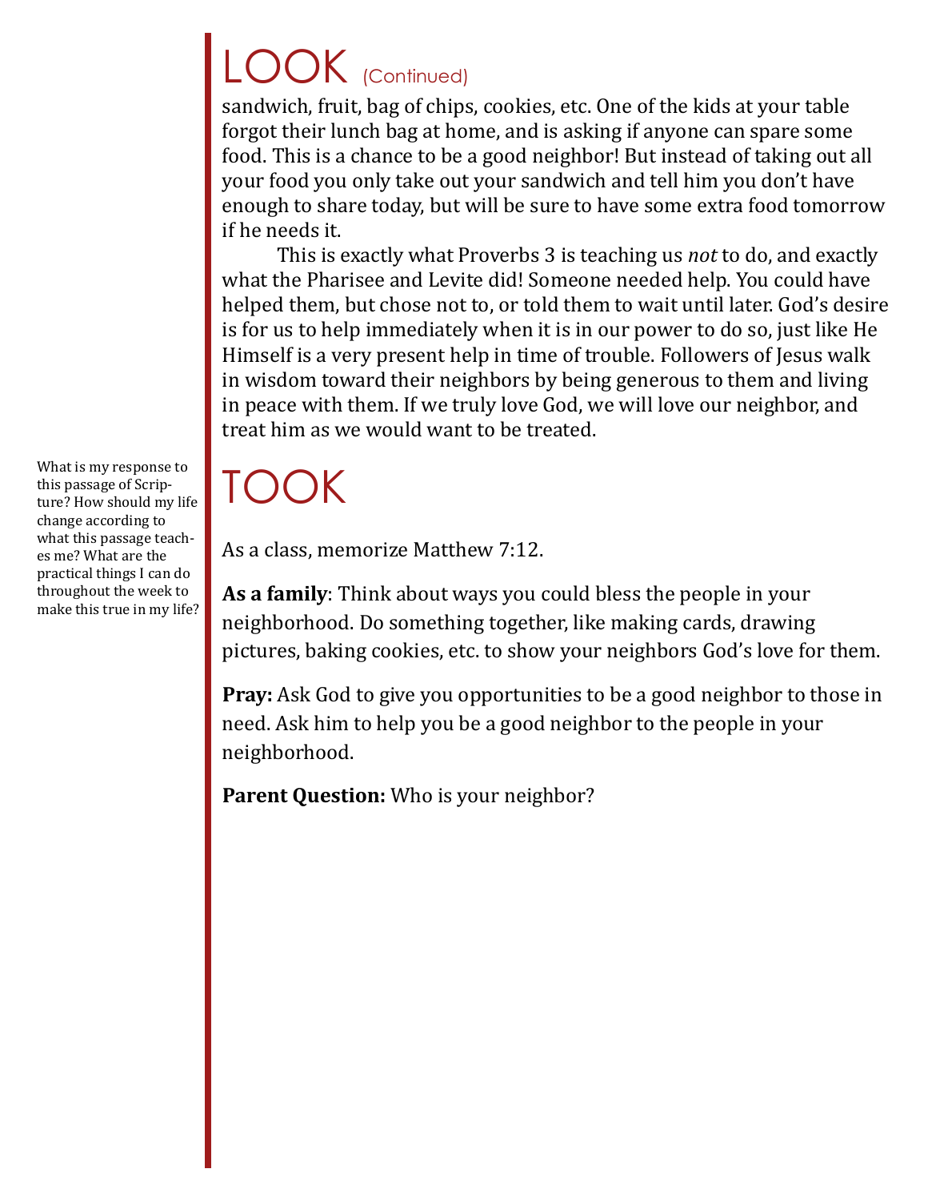# LOOK (Continued)

sandwich, fruit, bag of chips, cookies, etc. One of the kids at your table forgot their lunch bag at home, and is asking if anyone can spare some food. This is a chance to be a good neighbor! But instead of taking out all your food you only take out your sandwich and tell him you don't have enough to share today, but will be sure to have some extra food tomorrow if he needs it.

This is exactly what Proverbs 3 is teaching us *not* to do, and exactly what the Pharisee and Levite did! Someone needed help. You could have helped them, but chose not to, or told them to wait until later. God's desire is for us to help immediately when it is in our power to do so, just like He Himself is a very present help in time of trouble. Followers of Jesus walk in wisdom toward their neighbors by being generous to them and living in peace with them. If we truly love God, we will love our neighbor, and treat him as we would want to be treated.

# TOOK

What is my response to this passage of Scripture? How should my life change according to what this passage teaches me? What are the practical things I can do throughout the week to make this true in my life?

As a class, memorize Matthew 7:12.

**As a family**: Think about ways you could bless the people in your neighborhood. Do something together, like making cards, drawing pictures, baking cookies, etc. to show your neighbors God's love for them.

**Pray:** Ask God to give you opportunities to be a good neighbor to those in need. Ask him to help you be a good neighbor to the people in your neighborhood.

**Parent Question:** Who is your neighbor?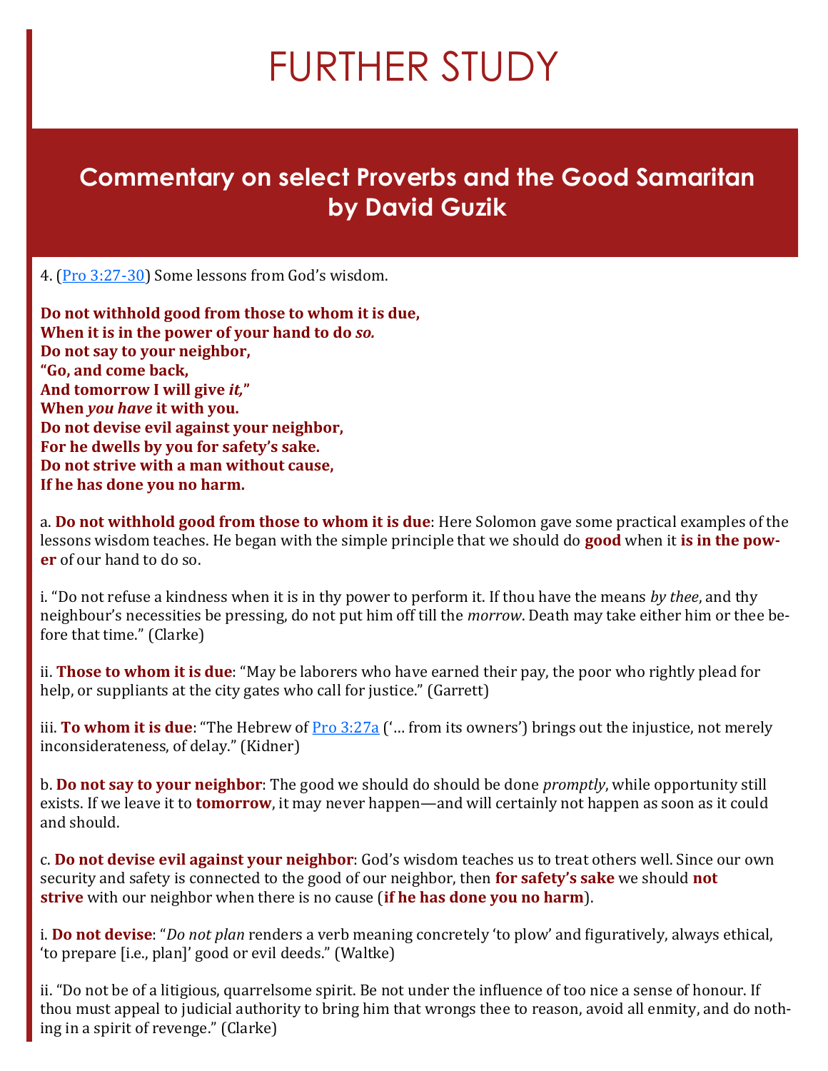# FURTHER STUDY

## Commentary on select Proverbs and the Good Samaritan by David Guzik

4. (Pro 3:27-30) Some lessons from God's wisdom.

**Do not withhold good from those to whom it is due,**
**When it is in the power of your hand to do *so.***
**Do not say to your neighbor,**
**"Go, and come back,**
**And tomorrow I will give *it,*"**
**When *you have* it with you.**
**Do not devise evil against your neighbor,**
**For he dwells by you for safety's sake.**
**Do not strive with a man without cause,**
**If he has done you no harm.**

a. **Do not withhold good from those to whom it is due**: Here Solomon gave some practical examples of the lessons wisdom teaches. He began with the simple principle that we should do **good** when it **is in the power** of our hand to do so.

i. "Do not refuse a kindness when it is in thy power to perform it. If thou have the means *by thee*, and thy neighbour's necessities be pressing, do not put him off till the *morrow*. Death may take either him or thee before that time." (Clarke)

ii. **Those to whom it is due**: "May be laborers who have earned their pay, the poor who rightly plead for help, or suppliants at the city gates who call for justice." (Garrett)

iii. **To whom it is due**: "The Hebrew of Pro 3:27a ('… from its owners') brings out the injustice, not merely inconsiderateness, of delay." (Kidner)

b. **Do not say to your neighbor**: The good we should do should be done *promptly*, while opportunity still exists. If we leave it to **tomorrow**, it may never happen—and will certainly not happen as soon as it could and should.

c. **Do not devise evil against your neighbor**: God's wisdom teaches us to treat others well. Since our own security and safety is connected to the good of our neighbor, then **for safety's sake** we should **not strive** with our neighbor when there is no cause (**if he has done you no harm**).

i. **Do not devise**: "*Do not plan* renders a verb meaning concretely 'to plow' and figuratively, always ethical, 'to prepare [i.e., plan]' good or evil deeds." (Waltke)

ii. "Do not be of a litigious, quarrelsome spirit. Be not under the influence of too nice a sense of honour. If thou must appeal to judicial authority to bring him that wrongs thee to reason, avoid all enmity, and do nothing in a spirit of revenge." (Clarke)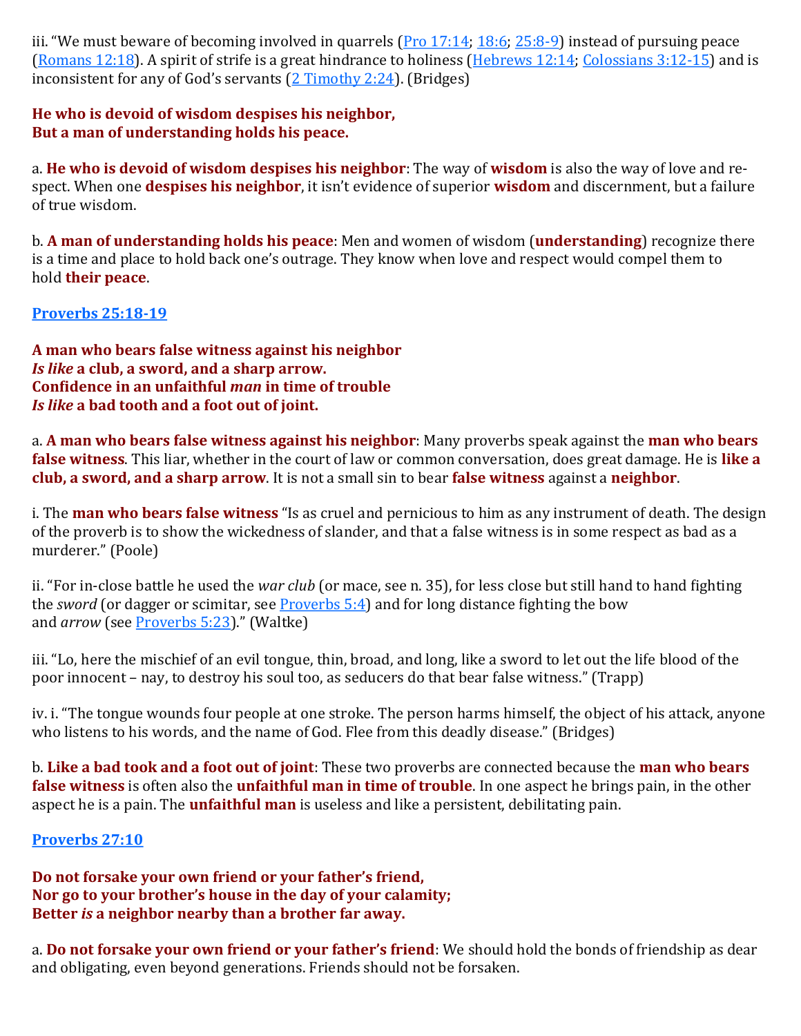iii. "We must beware of becoming involved in quarrels (Pro 17:14; 18:6; 25:8-9) instead of pursuing peace (Romans 12:18). A spirit of strife is a great hindrance to holiness (Hebrews 12:14; Colossians 3:12-15) and is inconsistent for any of God's servants (2 Timothy 2:24). (Bridges)

**He who is devoid of wisdom despises his neighbor,**
**But a man of understanding holds his peace.**

a. **He who is devoid of wisdom despises his neighbor**: The way of **wisdom** is also the way of love and respect. When one **despises his neighbor**, it isn't evidence of superior **wisdom** and discernment, but a failure of true wisdom.

b. **A man of understanding holds his peace**: Men and women of wisdom (**understanding**) recognize there is a time and place to hold back one's outrage. They know when love and respect would compel them to hold **their peace**.

**Proverbs 25:18-19**

**A man who bears false witness against his neighbor**
***Is like* a club, a sword, and a sharp arrow.**
**Confidence in an unfaithful *man* in time of trouble**
***Is like* a bad tooth and a foot out of joint.**

a. **A man who bears false witness against his neighbor**: Many proverbs speak against the **man who bears false witness**. This liar, whether in the court of law or common conversation, does great damage. He is **like a club, a sword, and a sharp arrow**. It is not a small sin to bear **false witness** against a **neighbor**.

i. The **man who bears false witness** "Is as cruel and pernicious to him as any instrument of death. The design of the proverb is to show the wickedness of slander, and that a false witness is in some respect as bad as a murderer." (Poole)

ii. "For in-close battle he used the *war club* (or mace, see n. 35), for less close but still hand to hand fighting the *sword* (or dagger or scimitar, see Proverbs 5:4) and for long distance fighting the bow and *arrow* (see Proverbs 5:23)." (Waltke)

iii. "Lo, here the mischief of an evil tongue, thin, broad, and long, like a sword to let out the life blood of the poor innocent – nay, to destroy his soul too, as seducers do that bear false witness." (Trapp)

iv. i. "The tongue wounds four people at one stroke. The person harms himself, the object of his attack, anyone who listens to his words, and the name of God. Flee from this deadly disease." (Bridges)

b. **Like a bad took and a foot out of joint**: These two proverbs are connected because the **man who bears false witness** is often also the **unfaithful man in time of trouble**. In one aspect he brings pain, in the other aspect he is a pain. The **unfaithful man** is useless and like a persistent, debilitating pain.

**Proverbs 27:10**

**Do not forsake your own friend or your father's friend,**
**Nor go to your brother's house in the day of your calamity;**
**Better *is* a neighbor nearby than a brother far away.**

a. **Do not forsake your own friend or your father's friend**: We should hold the bonds of friendship as dear and obligating, even beyond generations. Friends should not be forsaken.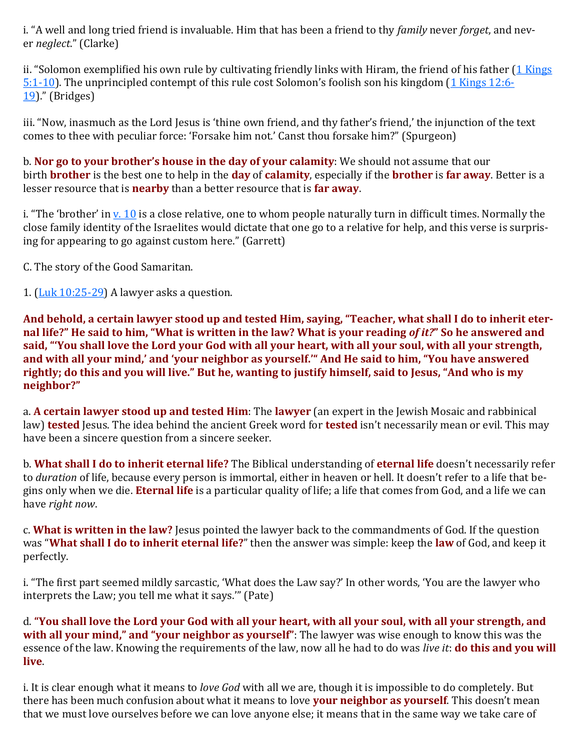i. “A well and long tried friend is invaluable. Him that has been a friend to thy *family* never *forget*, and never *neglect*.” (Clarke)

ii. “Solomon exemplified his own rule by cultivating friendly links with Hiram, the friend of his father (1 Kings 5:1-10). The unprincipled contempt of this rule cost Solomon’s foolish son his kingdom (1 Kings 12:6-19).” (Bridges)

iii. “Now, inasmuch as the Lord Jesus is ‘thine own friend, and thy father’s friend,’ the injunction of the text comes to thee with peculiar force: ‘Forsake him not.’ Canst thou forsake him?” (Spurgeon)

b. **Nor go to your brother’s house in the day of your calamity**: We should not assume that our birth **brother** is the best one to help in the **day** of **calamity**, especially if the **brother** is **far away**. Better is a lesser resource that is **nearby** than a better resource that is **far away**.

i. “The ‘brother’ in v. 10 is a close relative, one to whom people naturally turn in difficult times. Normally the close family identity of the Israelites would dictate that one go to a relative for help, and this verse is surprising for appearing to go against custom here.” (Garrett)

C. The story of the Good Samaritan.

1. (Luk 10:25-29) A lawyer asks a question.

**And behold, a certain lawyer stood up and tested Him, saying, “Teacher, what shall I do to inherit eternal life?” He said to him, “What is written in the law? What is your reading *of it?*” So he answered and said, “‘You shall love the Lord your God with all your heart, with all your soul, with all your strength, and with all your mind,’ and ‘your neighbor as yourself.’“ And He said to him, “You have answered rightly; do this and you will live.” But he, wanting to justify himself, said to Jesus, “And who is my neighbor?”**

a. **A certain lawyer stood up and tested Him**: The **lawyer** (an expert in the Jewish Mosaic and rabbinical law) **tested** Jesus. The idea behind the ancient Greek word for **tested** isn’t necessarily mean or evil. This may have been a sincere question from a sincere seeker.

b. **What shall I do to inherit eternal life?** The Biblical understanding of **eternal life** doesn’t necessarily refer to *duration* of life, because every person is immortal, either in heaven or hell. It doesn’t refer to a life that begins only when we die. **Eternal life** is a particular quality of life; a life that comes from God, and a life we can have *right now*.

c. **What is written in the law?** Jesus pointed the lawyer back to the commandments of God. If the question was “**What shall I do to inherit eternal life?**” then the answer was simple: keep the **law** of God, and keep it perfectly.

i. “The first part seemed mildly sarcastic, ‘What does the Law say?’ In other words, ‘You are the lawyer who interprets the Law; you tell me what it says.’” (Pate)

d. **“You shall love the Lord your God with all your heart, with all your soul, with all your strength, and with all your mind,” and “your neighbor as yourself”**: The lawyer was wise enough to know this was the essence of the law. Knowing the requirements of the law, now all he had to do was *live it*: **do this and you will live**.

i. It is clear enough what it means to *love God* with all we are, though it is impossible to do completely. But there has been much confusion about what it means to love **your neighbor as yourself**. This doesn’t mean that we must love ourselves before we can love anyone else; it means that in the same way we take care of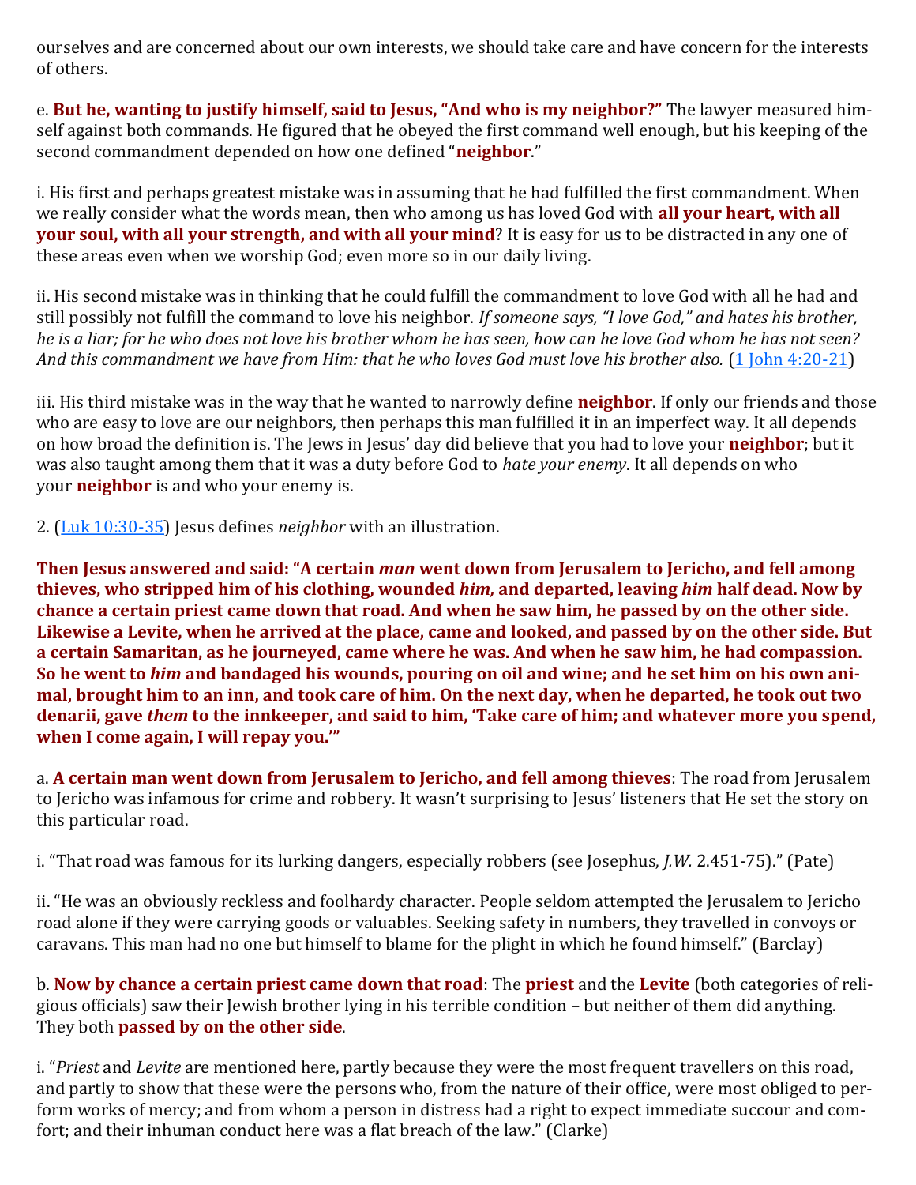ourselves and are concerned about our own interests, we should take care and have concern for the interests of others.

e. **But he, wanting to justify himself, said to Jesus, "And who is my neighbor?"** The lawyer measured himself against both commands. He figured that he obeyed the first command well enough, but his keeping of the second commandment depended on how one defined "**neighbor**."

i. His first and perhaps greatest mistake was in assuming that he had fulfilled the first commandment. When we really consider what the words mean, then who among us has loved God with **all your heart, with all your soul, with all your strength, and with all your mind**? It is easy for us to be distracted in any one of these areas even when we worship God; even more so in our daily living.

ii. His second mistake was in thinking that he could fulfill the commandment to love God with all he had and still possibly not fulfill the command to love his neighbor. *If someone says, "I love God," and hates his brother, he is a liar; for he who does not love his brother whom he has seen, how can he love God whom he has not seen? And this commandment we have from Him: that he who loves God must love his brother also.* (1 John 4:20-21)

iii. His third mistake was in the way that he wanted to narrowly define **neighbor**. If only our friends and those who are easy to love are our neighbors, then perhaps this man fulfilled it in an imperfect way. It all depends on how broad the definition is. The Jews in Jesus' day did believe that you had to love your **neighbor**; but it was also taught among them that it was a duty before God to *hate your enemy*. It all depends on who your **neighbor** is and who your enemy is.

2. (Luk 10:30-35) Jesus defines *neighbor* with an illustration.

**Then Jesus answered and said: "A certain *man* went down from Jerusalem to Jericho, and fell among thieves, who stripped him of his clothing, wounded *him,* and departed, leaving *him* half dead. Now by chance a certain priest came down that road. And when he saw him, he passed by on the other side. Likewise a Levite, when he arrived at the place, came and looked, and passed by on the other side. But a certain Samaritan, as he journeyed, came where he was. And when he saw him, he had compassion. So he went to *him* and bandaged his wounds, pouring on oil and wine; and he set him on his own animal, brought him to an inn, and took care of him. On the next day, when he departed, he took out two denarii, gave *them* to the innkeeper, and said to him, 'Take care of him; and whatever more you spend, when I come again, I will repay you.'"**

a. **A certain man went down from Jerusalem to Jericho, and fell among thieves**: The road from Jerusalem to Jericho was infamous for crime and robbery. It wasn't surprising to Jesus' listeners that He set the story on this particular road.

i. "That road was famous for its lurking dangers, especially robbers (see Josephus, *J.W.* 2.451-75)." (Pate)

ii. "He was an obviously reckless and foolhardy character. People seldom attempted the Jerusalem to Jericho road alone if they were carrying goods or valuables. Seeking safety in numbers, they travelled in convoys or caravans. This man had no one but himself to blame for the plight in which he found himself." (Barclay)

b. **Now by chance a certain priest came down that road**: The **priest** and the **Levite** (both categories of religious officials) saw their Jewish brother lying in his terrible condition – but neither of them did anything. They both **passed by on the other side**.

i. "*Priest* and *Levite* are mentioned here, partly because they were the most frequent travellers on this road, and partly to show that these were the persons who, from the nature of their office, were most obliged to perform works of mercy; and from whom a person in distress had a right to expect immediate succour and comfort; and their inhuman conduct here was a flat breach of the law." (Clarke)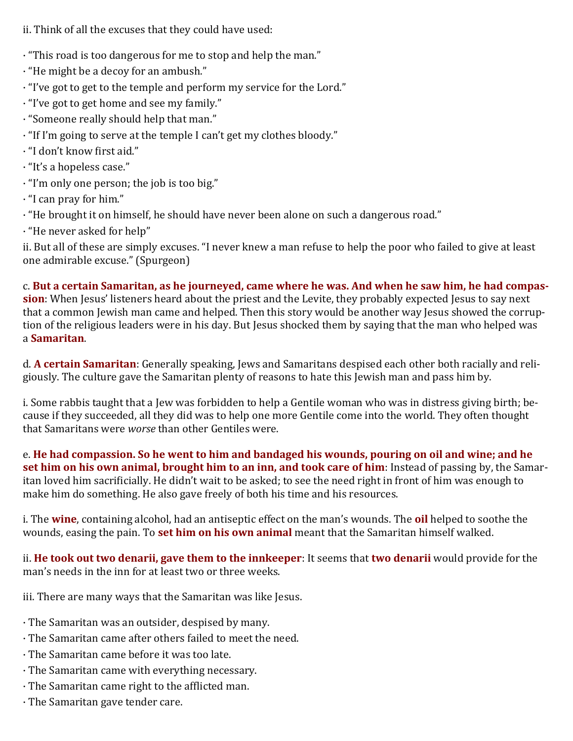ii. Think of all the excuses that they could have used:

- "This road is too dangerous for me to stop and help the man."
- "He might be a decoy for an ambush."
- "I've got to get to the temple and perform my service for the Lord."
- "I've got to get home and see my family."
- "Someone really should help that man."
- "If I'm going to serve at the temple I can't get my clothes bloody."
- "I don't know first aid."
- "It's a hopeless case."
- "I'm only one person; the job is too big."
- "I can pray for him."
- "He brought it on himself, he should have never been alone on such a dangerous road."
- "He never asked for help"

ii. But all of these are simply excuses. "I never knew a man refuse to help the poor who failed to give at least one admirable excuse." (Spurgeon)

c. **But a certain Samaritan, as he journeyed, came where he was. And when he saw him, he had compassion**: When Jesus' listeners heard about the priest and the Levite, they probably expected Jesus to say next that a common Jewish man came and helped. Then this story would be another way Jesus showed the corruption of the religious leaders were in his day. But Jesus shocked them by saying that the man who helped was a **Samaritan**.

d. **A certain Samaritan**: Generally speaking, Jews and Samaritans despised each other both racially and religiously. The culture gave the Samaritan plenty of reasons to hate this Jewish man and pass him by.

i. Some rabbis taught that a Jew was forbidden to help a Gentile woman who was in distress giving birth; because if they succeeded, all they did was to help one more Gentile come into the world. They often thought that Samaritans were *worse* than other Gentiles were.

e. **He had compassion. So he went to him and bandaged his wounds, pouring on oil and wine; and he set him on his own animal, brought him to an inn, and took care of him**: Instead of passing by, the Samaritan loved him sacrificially. He didn't wait to be asked; to see the need right in front of him was enough to make him do something. He also gave freely of both his time and his resources.

i. The **wine**, containing alcohol, had an antiseptic effect on the man's wounds. The **oil** helped to soothe the wounds, easing the pain. To **set him on his own animal** meant that the Samaritan himself walked.

ii. **He took out two denarii, gave them to the innkeeper**: It seems that **two denarii** would provide for the man's needs in the inn for at least two or three weeks.

iii. There are many ways that the Samaritan was like Jesus.

- The Samaritan was an outsider, despised by many.
- The Samaritan came after others failed to meet the need.
- The Samaritan came before it was too late.
- The Samaritan came with everything necessary.
- The Samaritan came right to the afflicted man.
- The Samaritan gave tender care.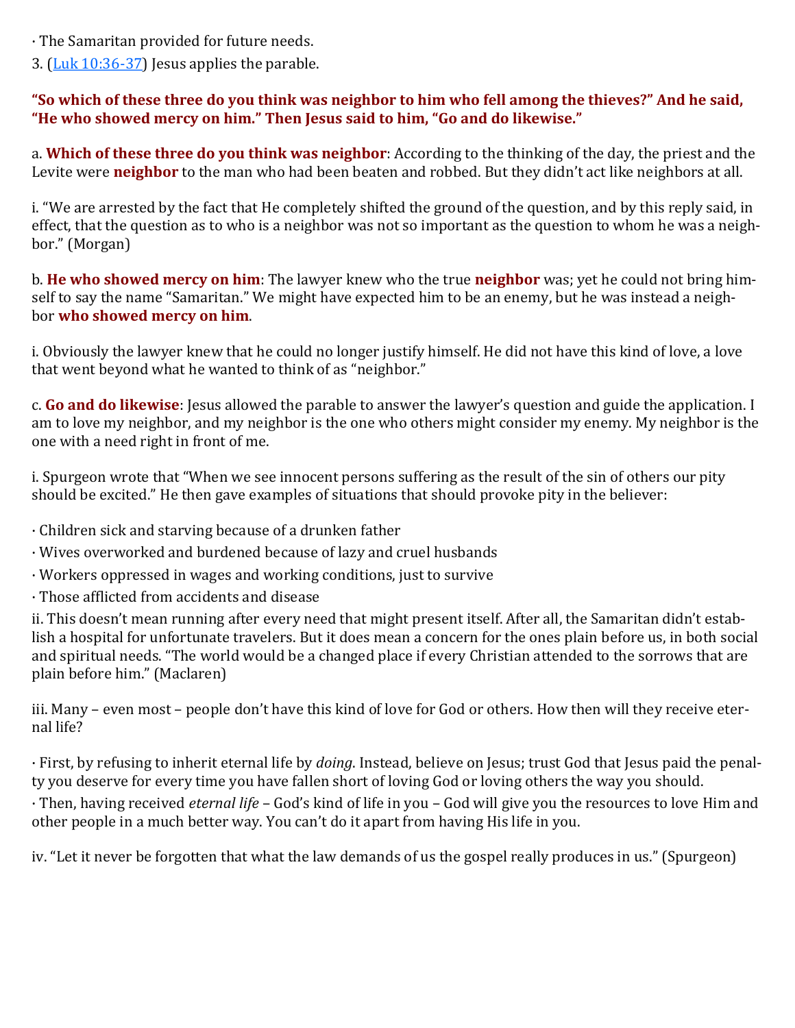· The Samaritan provided for future needs.

3. ([Luk 10:36-37](#)) Jesus applies the parable.

**"So which of these three do you think was neighbor to him who fell among the thieves?" And he said, "He who showed mercy on him." Then Jesus said to him, "Go and do likewise."**

a. **Which of these three do you think was neighbor**: According to the thinking of the day, the priest and the Levite were **neighbor** to the man who had been beaten and robbed. But they didn't act like neighbors at all.

i. "We are arrested by the fact that He completely shifted the ground of the question, and by this reply said, in effect, that the question as to who is a neighbor was not so important as the question to whom he was a neighbor." (Morgan)

b. **He who showed mercy on him**: The lawyer knew who the true **neighbor** was; yet he could not bring himself to say the name "Samaritan." We might have expected him to be an enemy, but he was instead a neighbor **who showed mercy on him**.

i. Obviously the lawyer knew that he could no longer justify himself. He did not have this kind of love, a love that went beyond what he wanted to think of as "neighbor."

c. **Go and do likewise**: Jesus allowed the parable to answer the lawyer's question and guide the application. I am to love my neighbor, and my neighbor is the one who others might consider my enemy. My neighbor is the one with a need right in front of me.

i. Spurgeon wrote that "When we see innocent persons suffering as the result of the sin of others our pity should be excited." He then gave examples of situations that should provoke pity in the believer:

· Children sick and starving because of a drunken father
· Wives overworked and burdened because of lazy and cruel husbands
· Workers oppressed in wages and working conditions, just to survive
· Those afflicted from accidents and disease

ii. This doesn't mean running after every need that might present itself. After all, the Samaritan didn't establish a hospital for unfortunate travelers. But it does mean a concern for the ones plain before us, in both social and spiritual needs. "The world would be a changed place if every Christian attended to the sorrows that are plain before him." (Maclaren)

iii. Many – even most – people don't have this kind of love for God or others. How then will they receive eternal life?

· First, by refusing to inherit eternal life by *doing*. Instead, believe on Jesus; trust God that Jesus paid the penalty you deserve for every time you have fallen short of loving God or loving others the way you should.
· Then, having received *eternal life* – God's kind of life in you – God will give you the resources to love Him and other people in a much better way. You can't do it apart from having His life in you.

iv. "Let it never be forgotten that what the law demands of us the gospel really produces in us." (Spurgeon)